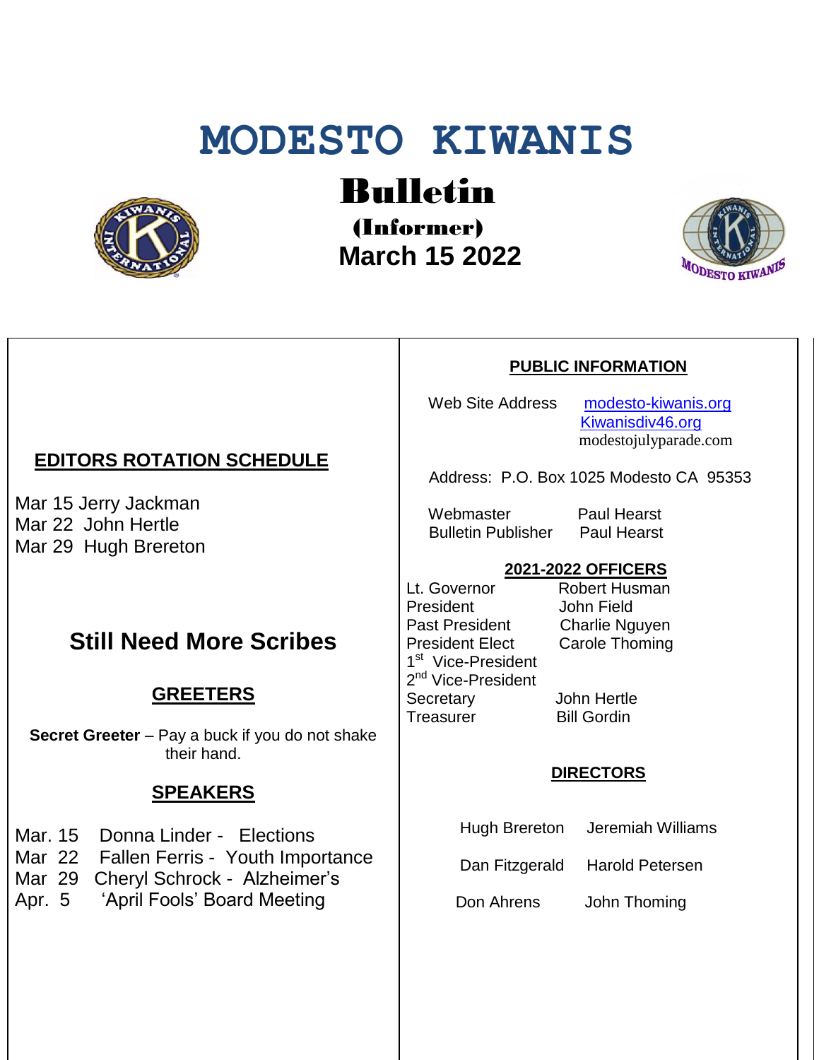# MODESTO KIWANIS

## Bulletin

**(Informer)**

**March 15 2022**

### EDITORS ROTATION SCHEDULE

Mar 15 Jerry Jackman
Mar 22 John Hertle
Mar 29 Hugh Brereton

## Still Need More Scribes

### GREETERS

**Secret Greeter** – Pay a buck if you do not shake their hand.

### SPEAKERS

Mar. 15 Donna Linder - Elections
Mar 22 Fallen Ferris - Youth Importance
Mar 29 Cheryl Schrock - Alzheimer's
Apr. 5 'April Fools' Board Meeting

### PUBLIC INFORMATION

Web Site Address modesto-kiwanis.org
Kiwanisdiv46.org
modestojulyparade.com

Address: P.O. Box 1025 Modesto CA 95353

| | |
|---|---|
| Webmaster | Paul Hearst |
| Bulletin Publisher | Paul Hearst |

### 2021-2022 OFFICERS

| | |
|---|---|
| Lt. Governor | Robert Husman |
| President | John Field |
| Past President | Charlie Nguyen |
| President Elect | Carole Thoming |
| 1st Vice-President | |
| 2nd Vice-President | |
| Secretary | John Hertle |
| Treasurer | Bill Gordin |

### DIRECTORS

| | |
|---|---|
| Hugh Brereton | Jeremiah Williams |
| Dan Fitzgerald | Harold Petersen |
| Don Ahrens | John Thoming |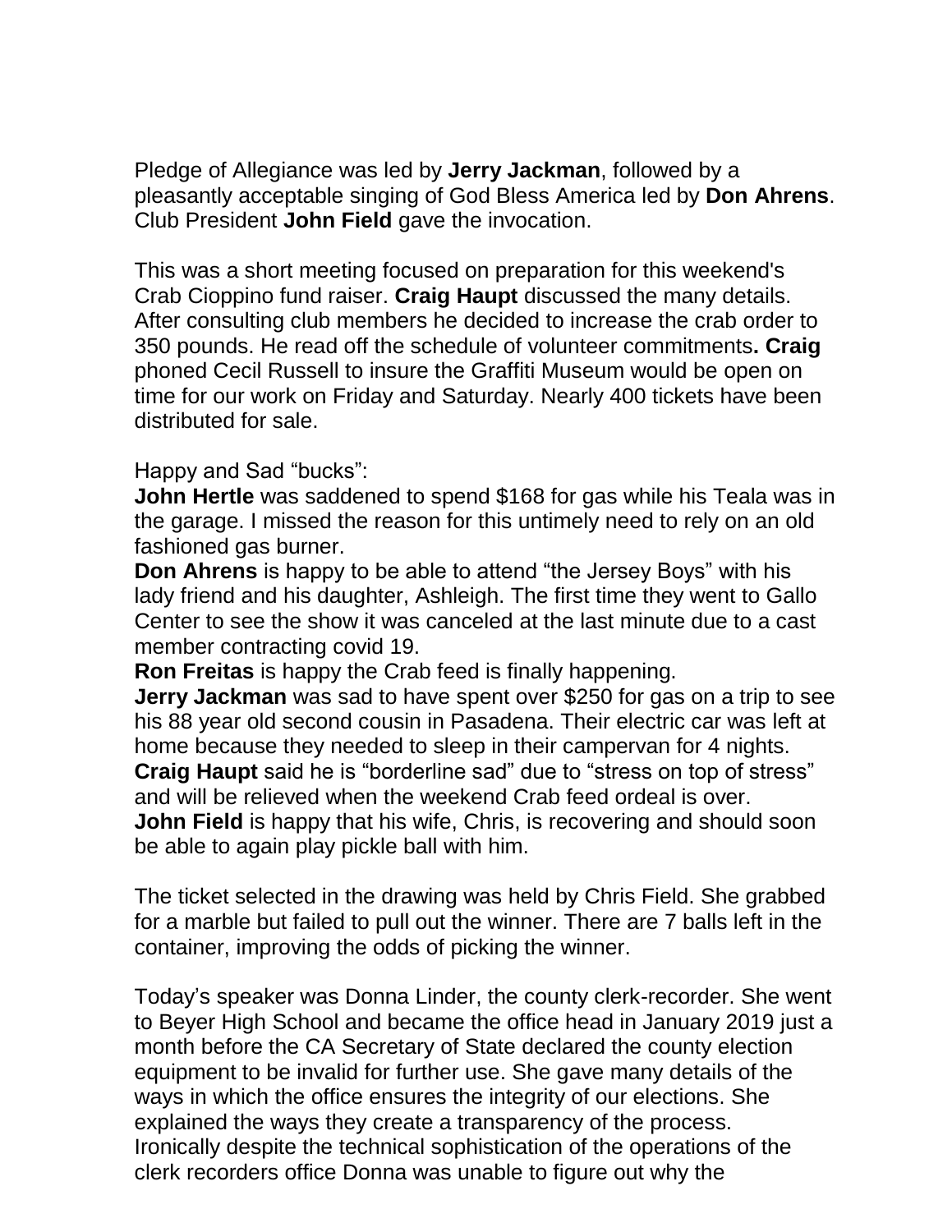Pledge of Allegiance was led by **Jerry Jackman**, followed by a pleasantly acceptable singing of God Bless America led by **Don Ahrens**. Club President **John Field** gave the invocation.

This was a short meeting focused on preparation for this weekend's Crab Cioppino fund raiser. **Craig Haupt** discussed the many details. After consulting club members he decided to increase the crab order to 350 pounds. He read off the schedule of volunteer commitments**. Craig** phoned Cecil Russell to insure the Graffiti Museum would be open on time for our work on Friday and Saturday. Nearly 400 tickets have been distributed for sale.

Happy and Sad "bucks":
**John Hertle** was saddened to spend $168 for gas while his Teala was in the garage. I missed the reason for this untimely need to rely on an old fashioned gas burner.
**Don Ahrens** is happy to be able to attend "the Jersey Boys" with his lady friend and his daughter, Ashleigh. The first time they went to Gallo Center to see the show it was canceled at the last minute due to a cast member contracting covid 19.
**Ron Freitas** is happy the Crab feed is finally happening.
**Jerry Jackman** was sad to have spent over $250 for gas on a trip to see his 88 year old second cousin in Pasadena. Their electric car was left at home because they needed to sleep in their campervan for 4 nights.
**Craig Haupt** said he is "borderline sad" due to "stress on top of stress" and will be relieved when the weekend Crab feed ordeal is over.
**John Field** is happy that his wife, Chris, is recovering and should soon be able to again play pickle ball with him.

The ticket selected in the drawing was held by Chris Field. She grabbed for a marble but failed to pull out the winner. There are 7 balls left in the container, improving the odds of picking the winner.

Today's speaker was Donna Linder, the county clerk-recorder. She went to Beyer High School and became the office head in January 2019 just a month before the CA Secretary of State declared the county election equipment to be invalid for further use. She gave many details of the ways in which the office ensures the integrity of our elections. She explained the ways they create a transparency of the process. Ironically despite the technical sophistication of the operations of the clerk recorders office Donna was unable to figure out why the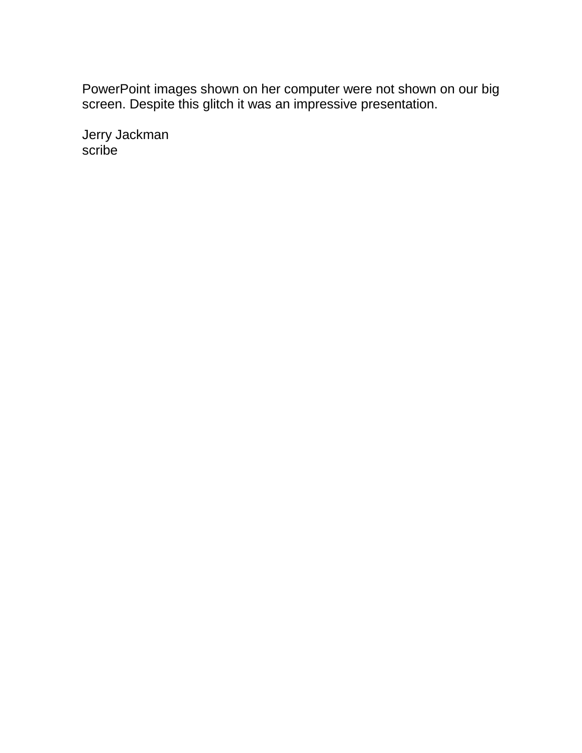PowerPoint images shown on her computer were not shown on our big screen. Despite this glitch it was an impressive presentation.

Jerry Jackman
scribe